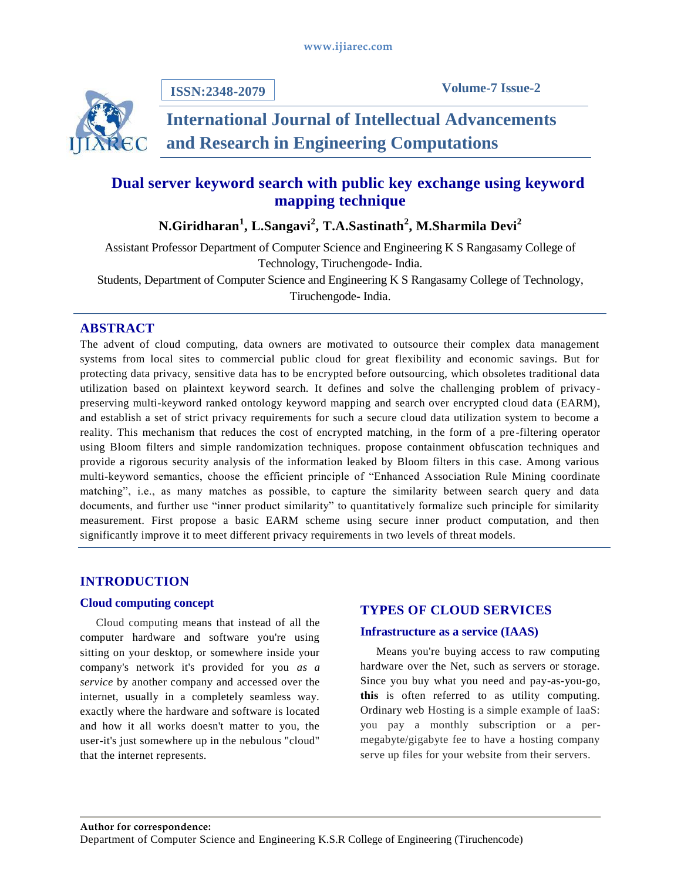# Dual server keyword search with public key exchange using keyword mapping technique

**N.Giridharan[1], L.Sangavi[2], T.A.Sastinath[2], M.Sharmila Devi[2]**

Assistant Professor Department of Computer Science and Engineering K S Rangasamy College of Technology, Tiruchengode- India.

Students, Department of Computer Science and Engineering K S Rangasamy College of Technology, Tiruchengode- India.

## ABSTRACT

The advent of cloud computing, data owners are motivated to outsource their complex data management systems from local sites to commercial public cloud for great flexibility and economic savings. But for protecting data privacy, sensitive data has to be encrypted before outsourcing, which obsoletes traditional data utilization based on plaintext keyword search. It defines and solve the challenging problem of privacy-preserving multi-keyword ranked ontology keyword mapping and search over encrypted cloud data (EARM), and establish a set of strict privacy requirements for such a secure cloud data utilization system to become a reality. This mechanism that reduces the cost of encrypted matching, in the form of a pre-filtering operator using Bloom filters and simple randomization techniques. propose containment obfuscation techniques and provide a rigorous security analysis of the information leaked by Bloom filters in this case. Among various multi-keyword semantics, choose the efficient principle of "Enhanced Association Rule Mining coordinate matching", i.e., as many matches as possible, to capture the similarity between search query and data documents, and further use "inner product similarity" to quantitatively formalize such principle for similarity measurement. First propose a basic EARM scheme using secure inner product computation, and then significantly improve it to meet different privacy requirements in two levels of threat models.

## INTRODUCTION

### Cloud computing concept

Cloud computing means that instead of all the computer hardware and software you're using sitting on your desktop, or somewhere inside your company's network it's provided for you *as a service* by another company and accessed over the internet, usually in a completely seamless way. exactly where the hardware and software is located and how it all works doesn't matter to you, the user-it's just somewhere up in the nebulous "cloud" that the internet represents.

## TYPES OF CLOUD SERVICES

### Infrastructure as a service (IAAS)

Means you're buying access to raw computing hardware over the Net, such as servers or storage. Since you buy what you need and pay-as-you-go, **this** is often referred to as utility computing. Ordinary web Hosting is a simple example of IaaS: you pay a monthly subscription or a per-megabyte/gigabyte fee to have a hosting company serve up files for your website from their servers.

**Author for correspondence:**
Department of Computer Science and Engineering K.S.R College of Engineering (Tiruchencode)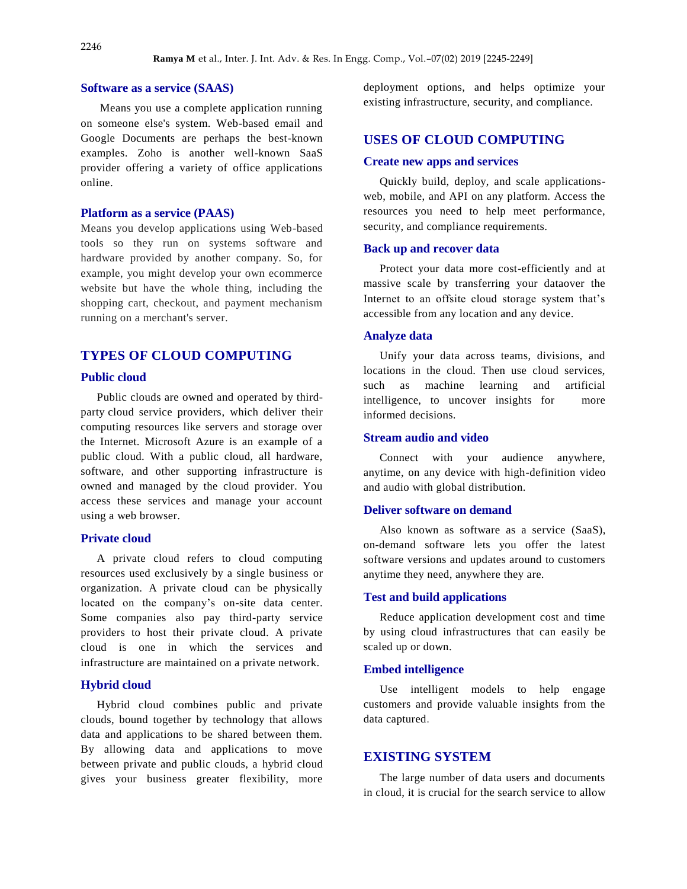### Software as a service (SAAS)

Means you use a complete application running on someone else's system. Web-based email and Google Documents are perhaps the best-known examples. Zoho is another well-known SaaS provider offering a variety of office applications online.

### Platform as a service (PAAS)

Means you develop applications using Web-based tools so they run on systems software and hardware provided by another company. So, for example, you might develop your own ecommerce website but have the whole thing, including the shopping cart, checkout, and payment mechanism running on a merchant's server.

## TYPES OF CLOUD COMPUTING

### Public cloud

Public clouds are owned and operated by third-party cloud service providers, which deliver their computing resources like servers and storage over the Internet. Microsoft Azure is an example of a public cloud. With a public cloud, all hardware, software, and other supporting infrastructure is owned and managed by the cloud provider. You access these services and manage your account using a web browser.

### Private cloud

A private cloud refers to cloud computing resources used exclusively by a single business or organization. A private cloud can be physically located on the company's on-site data center. Some companies also pay third-party service providers to host their private cloud. A private cloud is one in which the services and infrastructure are maintained on a private network.

### Hybrid cloud

Hybrid cloud combines public and private clouds, bound together by technology that allows data and applications to be shared between them. By allowing data and applications to move between private and public clouds, a hybrid cloud gives your business greater flexibility, more deployment options, and helps optimize your existing infrastructure, security, and compliance.

## USES OF CLOUD COMPUTING

### Create new apps and services

Quickly build, deploy, and scale applications-web, mobile, and API on any platform. Access the resources you need to help meet performance, security, and compliance requirements.

### Back up and recover data

Protect your data more cost-efficiently and at massive scale by transferring your dataover the Internet to an offsite cloud storage system that's accessible from any location and any device.

### Analyze data

Unify your data across teams, divisions, and locations in the cloud. Then use cloud services, such as machine learning and artificial intelligence, to uncover insights for more informed decisions.

### Stream audio and video

Connect with your audience anywhere, anytime, on any device with high-definition video and audio with global distribution.

### Deliver software on demand

Also known as software as a service (SaaS), on-demand software lets you offer the latest software versions and updates around to customers anytime they need, anywhere they are.

### Test and build applications

Reduce application development cost and time by using cloud infrastructures that can easily be scaled up or down.

### Embed intelligence

Use intelligent models to help engage customers and provide valuable insights from the data captured.

## EXISTING SYSTEM

The large number of data users and documents in cloud, it is crucial for the search service to allow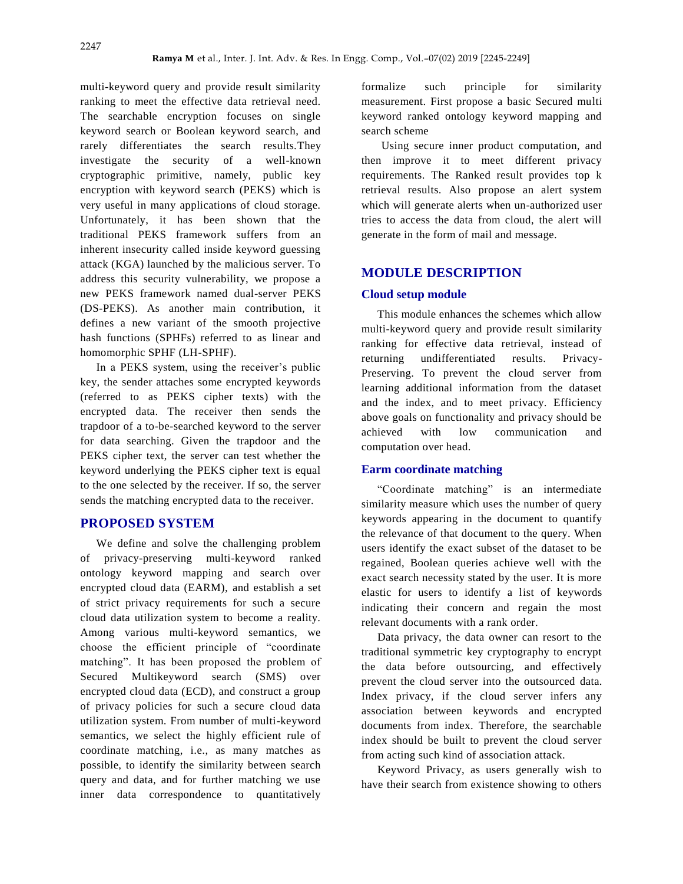multi-keyword query and provide result similarity ranking to meet the effective data retrieval need. The searchable encryption focuses on single keyword search or Boolean keyword search, and rarely differentiates the search results.They investigate the security of a well-known cryptographic primitive, namely, public key encryption with keyword search (PEKS) which is very useful in many applications of cloud storage. Unfortunately, it has been shown that the traditional PEKS framework suffers from an inherent insecurity called inside keyword guessing attack (KGA) launched by the malicious server. To address this security vulnerability, we propose a new PEKS framework named dual-server PEKS (DS-PEKS). As another main contribution, it defines a new variant of the smooth projective hash functions (SPHFs) referred to as linear and homomorphic SPHF (LH-SPHF).

In a PEKS system, using the receiver's public key, the sender attaches some encrypted keywords (referred to as PEKS cipher texts) with the encrypted data. The receiver then sends the trapdoor of a to-be-searched keyword to the server for data searching. Given the trapdoor and the PEKS cipher text, the server can test whether the keyword underlying the PEKS cipher text is equal to the one selected by the receiver. If so, the server sends the matching encrypted data to the receiver.

## PROPOSED SYSTEM

We define and solve the challenging problem of privacy-preserving multi-keyword ranked ontology keyword mapping and search over encrypted cloud data (EARM), and establish a set of strict privacy requirements for such a secure cloud data utilization system to become a reality. Among various multi-keyword semantics, we choose the efficient principle of "coordinate matching". It has been proposed the problem of Secured Multikeyword search (SMS) over encrypted cloud data (ECD), and construct a group of privacy policies for such a secure cloud data utilization system. From number of multi-keyword semantics, we select the highly efficient rule of coordinate matching, i.e., as many matches as possible, to identify the similarity between search query and data, and for further matching we use inner data correspondence to quantitatively formalize such principle for similarity measurement. First propose a basic Secured multi keyword ranked ontology keyword mapping and search scheme

Using secure inner product computation, and then improve it to meet different privacy requirements. The Ranked result provides top k retrieval results. Also propose an alert system which will generate alerts when un-authorized user tries to access the data from cloud, the alert will generate in the form of mail and message.

## MODULE DESCRIPTION

### Cloud setup module

This module enhances the schemes which allow multi-keyword query and provide result similarity ranking for effective data retrieval, instead of returning undifferentiated results. Privacy-Preserving. To prevent the cloud server from learning additional information from the dataset and the index, and to meet privacy. Efficiency above goals on functionality and privacy should be achieved with low communication and computation over head.

### Earm coordinate matching

"Coordinate matching" is an intermediate similarity measure which uses the number of query keywords appearing in the document to quantify the relevance of that document to the query. When users identify the exact subset of the dataset to be regained, Boolean queries achieve well with the exact search necessity stated by the user. It is more elastic for users to identify a list of keywords indicating their concern and regain the most relevant documents with a rank order.

Data privacy, the data owner can resort to the traditional symmetric key cryptography to encrypt the data before outsourcing, and effectively prevent the cloud server into the outsourced data. Index privacy, if the cloud server infers any association between keywords and encrypted documents from index. Therefore, the searchable index should be built to prevent the cloud server from acting such kind of association attack.

Keyword Privacy, as users generally wish to have their search from existence showing to others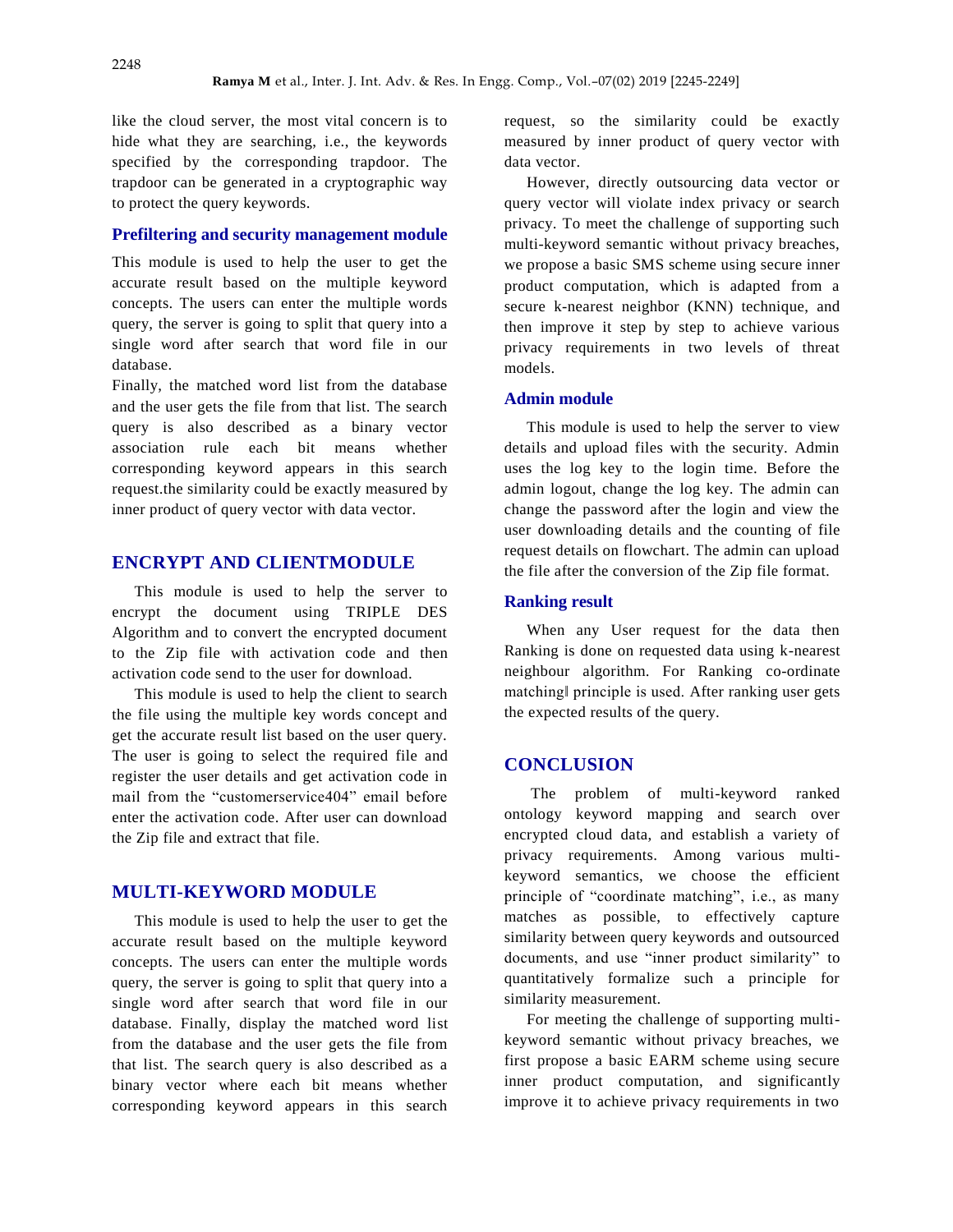like the cloud server, the most vital concern is to hide what they are searching, i.e., the keywords specified by the corresponding trapdoor. The trapdoor can be generated in a cryptographic way to protect the query keywords.

### Prefiltering and security management module

This module is used to help the user to get the accurate result based on the multiple keyword concepts. The users can enter the multiple words query, the server is going to split that query into a single word after search that word file in our database.

Finally, the matched word list from the database and the user gets the file from that list. The search query is also described as a binary vector association rule each bit means whether corresponding keyword appears in this search request.the similarity could be exactly measured by inner product of query vector with data vector.

## ENCRYPT AND CLIENTMODULE

This module is used to help the server to encrypt the document using TRIPLE DES Algorithm and to convert the encrypted document to the Zip file with activation code and then activation code send to the user for download.

This module is used to help the client to search the file using the multiple key words concept and get the accurate result list based on the user query. The user is going to select the required file and register the user details and get activation code in mail from the "customerservice404" email before enter the activation code. After user can download the Zip file and extract that file.

## MULTI-KEYWORD MODULE

This module is used to help the user to get the accurate result based on the multiple keyword concepts. The users can enter the multiple words query, the server is going to split that query into a single word after search that word file in our database. Finally, display the matched word list from the database and the user gets the file from that list. The search query is also described as a binary vector where each bit means whether corresponding keyword appears in this search request, so the similarity could be exactly measured by inner product of query vector with data vector.

However, directly outsourcing data vector or query vector will violate index privacy or search privacy. To meet the challenge of supporting such multi-keyword semantic without privacy breaches, we propose a basic SMS scheme using secure inner product computation, which is adapted from a secure k-nearest neighbor (KNN) technique, and then improve it step by step to achieve various privacy requirements in two levels of threat models.

### Admin module

This module is used to help the server to view details and upload files with the security. Admin uses the log key to the login time. Before the admin logout, change the log key. The admin can change the password after the login and view the user downloading details and the counting of file request details on flowchart. The admin can upload the file after the conversion of the Zip file format.

### Ranking result

When any User request for the data then Ranking is done on requested data using k-nearest neighbour algorithm. For Ranking co-ordinate matching‖ principle is used. After ranking user gets the expected results of the query.

## CONCLUSION

The problem of multi-keyword ranked ontology keyword mapping and search over encrypted cloud data, and establish a variety of privacy requirements. Among various multi-keyword semantics, we choose the efficient principle of "coordinate matching", i.e., as many matches as possible, to effectively capture similarity between query keywords and outsourced documents, and use "inner product similarity" to quantitatively formalize such a principle for similarity measurement.

For meeting the challenge of supporting multi-keyword semantic without privacy breaches, we first propose a basic EARM scheme using secure inner product computation, and significantly improve it to achieve privacy requirements in two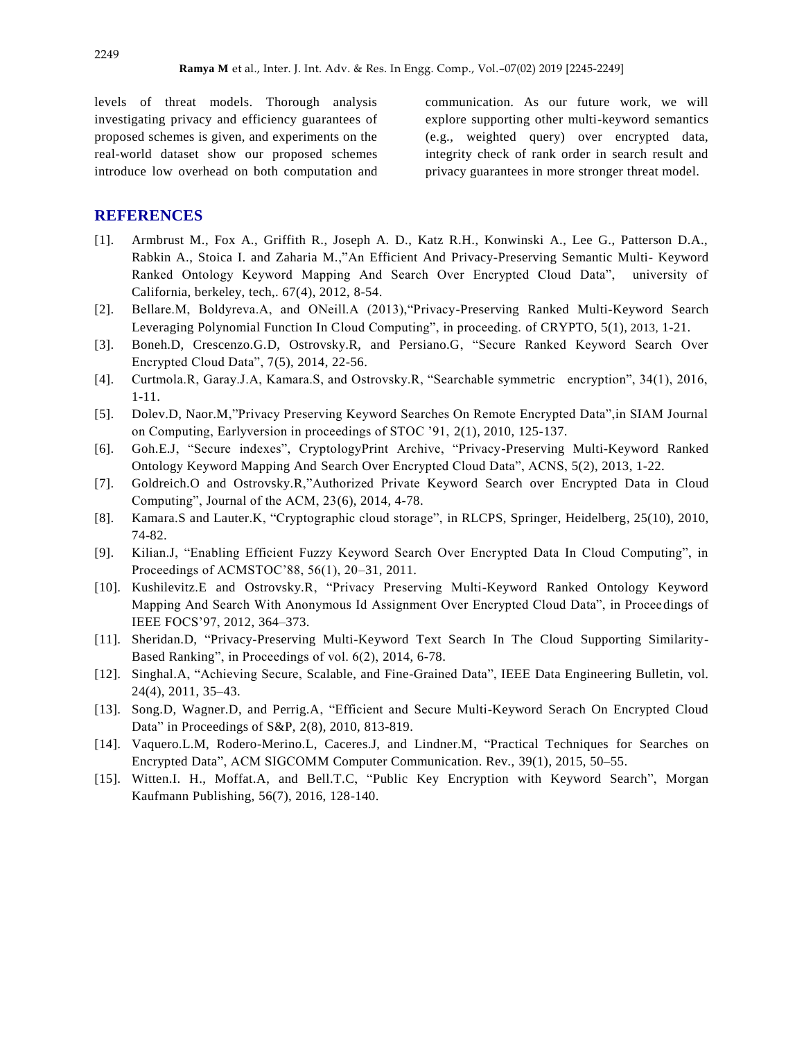levels of threat models. Thorough analysis investigating privacy and efficiency guarantees of proposed schemes is given, and experiments on the real-world dataset show our proposed schemes introduce low overhead on both computation and communication. As our future work, we will explore supporting other multi-keyword semantics (e.g., weighted query) over encrypted data, integrity check of rank order in search result and privacy guarantees in more stronger threat model.

## REFERENCES

[1]. Armbrust M., Fox A., Griffith R., Joseph A. D., Katz R.H., Konwinski A., Lee G., Patterson D.A., Rabkin A., Stoica I. and Zaharia M.,"An Efficient And Privacy-Preserving Semantic Multi- Keyword Ranked Ontology Keyword Mapping And Search Over Encrypted Cloud Data", university of California, berkeley, tech,. 67(4), 2012, 8-54.

[2]. Bellare.M, Boldyreva.A, and ONeill.A (2013),"Privacy-Preserving Ranked Multi-Keyword Search Leveraging Polynomial Function In Cloud Computing", in proceeding. of CRYPTO, 5(1), 2013, 1-21.

[3]. Boneh.D, Crescenzo.G.D, Ostrovsky.R, and Persiano.G, "Secure Ranked Keyword Search Over Encrypted Cloud Data", 7(5), 2014, 22-56.

[4]. Curtmola.R, Garay.J.A, Kamara.S, and Ostrovsky.R, "Searchable symmetric encryption", 34(1), 2016, 1-11.

[5]. Dolev.D, Naor.M,"Privacy Preserving Keyword Searches On Remote Encrypted Data",in SIAM Journal on Computing, Earlyversion in proceedings of STOC '91, 2(1), 2010, 125-137.

[6]. Goh.E.J, "Secure indexes", CryptologyPrint Archive, "Privacy-Preserving Multi-Keyword Ranked Ontology Keyword Mapping And Search Over Encrypted Cloud Data", ACNS, 5(2), 2013, 1-22.

[7]. Goldreich.O and Ostrovsky.R,"Authorized Private Keyword Search over Encrypted Data in Cloud Computing", Journal of the ACM, 23(6), 2014, 4-78.

[8]. Kamara.S and Lauter.K, "Cryptographic cloud storage", in RLCPS, Springer, Heidelberg, 25(10), 2010, 74-82.

[9]. Kilian.J, "Enabling Efficient Fuzzy Keyword Search Over Encrypted Data In Cloud Computing", in Proceedings of ACMSTOC'88, 56(1), 20–31, 2011.

[10]. Kushilevitz.E and Ostrovsky.R, "Privacy Preserving Multi-Keyword Ranked Ontology Keyword Mapping And Search With Anonymous Id Assignment Over Encrypted Cloud Data", in Proceedings of IEEE FOCS'97, 2012, 364–373.

[11]. Sheridan.D, "Privacy-Preserving Multi-Keyword Text Search In The Cloud Supporting Similarity-Based Ranking", in Proceedings of vol. 6(2), 2014, 6-78.

[12]. Singhal.A, "Achieving Secure, Scalable, and Fine-Grained Data", IEEE Data Engineering Bulletin, vol. 24(4), 2011, 35–43.

[13]. Song.D, Wagner.D, and Perrig.A, "Efficient and Secure Multi-Keyword Serach On Encrypted Cloud Data" in Proceedings of S&P, 2(8), 2010, 813-819.

[14]. Vaquero.L.M, Rodero-Merino.L, Caceres.J, and Lindner.M, "Practical Techniques for Searches on Encrypted Data", ACM SIGCOMM Computer Communication. Rev., 39(1), 2015, 50–55.

[15]. Witten.I. H., Moffat.A, and Bell.T.C, "Public Key Encryption with Keyword Search", Morgan Kaufmann Publishing, 56(7), 2016, 128-140.